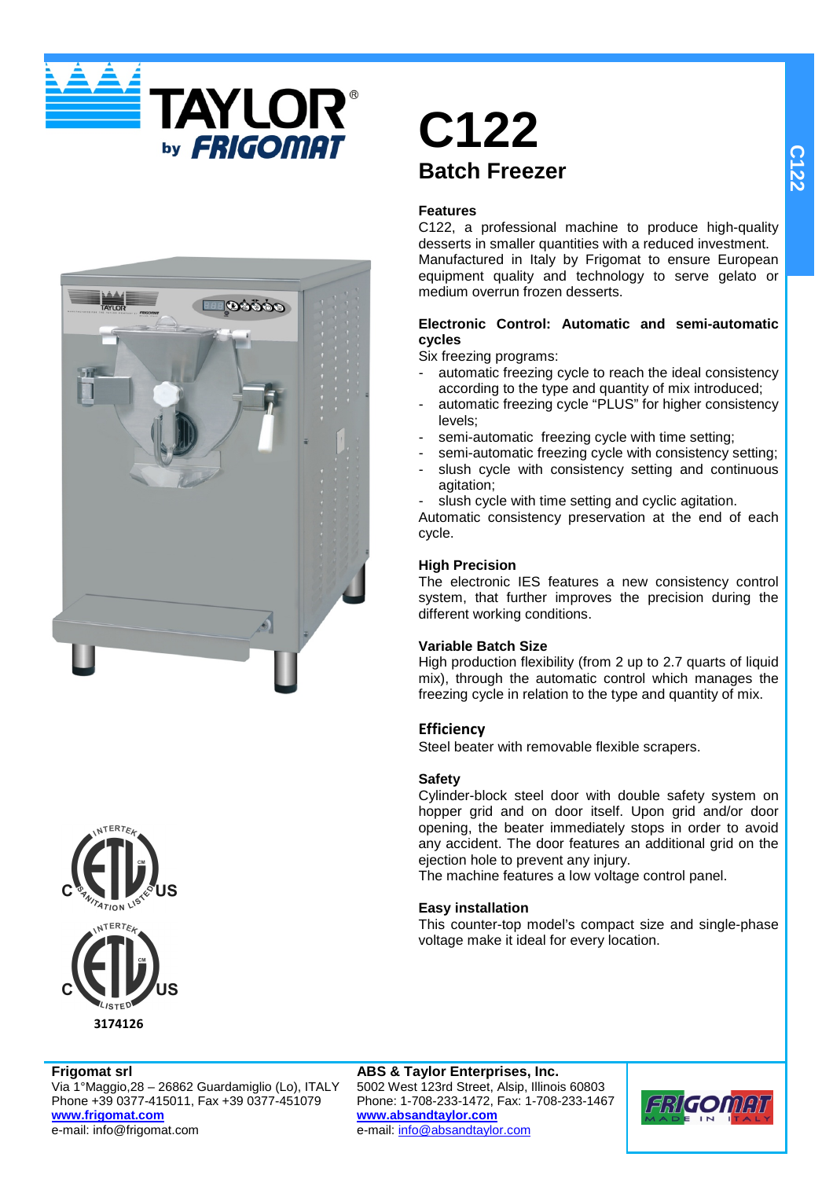# C122

## Batch Freezer

### Features

C122, a professional machine to produce high-quality desserts in smaller quantities with a reduced investment. Manufactured in Italy by Frigomat to ensure European equipment quality and technology to serve gelato or medium overrun frozen desserts.

### Electronic Control: Automatic and semi-automatic cycles

Six freezing programs:

- automatic freezing cycle to reach the ideal consistency according to the type and quantity of mix introduced;
- automatic freezing cycle “PLUS” for higher consistency levels;
- semi-automatic freezing cycle with time setting;
- semi-automatic freezing cycle with consistency setting;
- slush cycle with consistency setting and continuous agitation;
- slush cycle with time setting and cyclic agitation.

Automatic consistency preservation at the end of each cycle.

### High Precision

The electronic IES features a new consistency control system, that further improves the precision during the different working conditions.

### Variable Batch Size

High production flexibility (from 2 up to 2.7 quarts of liquid mix), through the automatic control which manages the freezing cycle in relation to the type and quantity of mix.

### Efficiency

Steel beater with removable flexible scrapers.

### Safety

Cylinder-block steel door with double safety system on hopper grid and on door itself. Upon grid and/or door opening, the beater immediately stops in order to avoid any accident. The door features an additional grid on the ejection hole to prevent any injury.

The machine features a low voltage control panel.

### Easy installation

This counter-top model’s compact size and single-phase voltage make it ideal for every location.

3174126

**Frigomat srl**
Via 1°Maggio,28 – 26862 Guardamiglio (Lo), ITALY
Phone +39 0377-415011, Fax +39 0377-451079
**www.frigomat.com**
e-mail: info@frigomat.com

**ABS & Taylor Enterprises, Inc.**
5002 West 123rd Street, Alsip, Illinois 60803
Phone: 1-708-233-1472, Fax: 1-708-233-1467
**www.absandtaylor.com**
e-mail: info@absandtaylor.com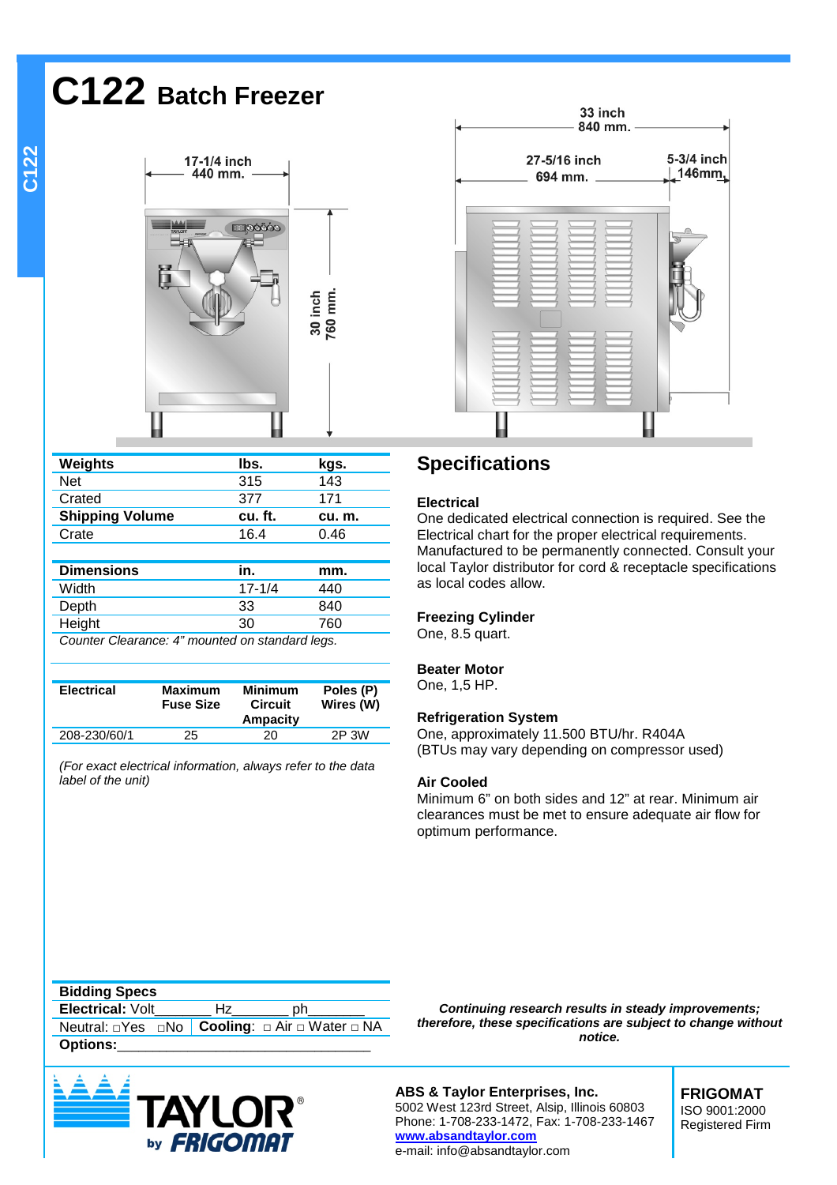# C122 Batch Freezer

17-1/4 inch
440 mm.

30 inch
760 mm.

33 inch
840 mm.

27-5/16 inch
694 mm.

5-3/4 inch
146mm.

| Weights | lbs. | kgs. |
|---|---|---|
| Net | 315 | 143 |
| Crated | 377 | 171 |
| **Shipping Volume** | **cu. ft.** | **cu. m.** |
| Crate | 16.4 | 0.46 |

| Dimensions | in. | mm. |
|---|---|---|
| Width | 17-1/4 | 440 |
| Depth | 33 | 840 |
| Height | 30 | 760 |

*Counter Clearance: 4" mounted on standard legs.*

| Electrical | Maximum Fuse Size | Minimum Circuit Ampacity | Poles (P) Wires (W) |
|---|---|---|---|
| 208-230/60/1 | 25 | 20 | 2P 3W |

*(For exact electrical information, always refer to the data label of the unit)*

## Specifications

**Electrical**
One dedicated electrical connection is required. See the Electrical chart for the proper electrical requirements. Manufactured to be permanently connected. Consult your local Taylor distributor for cord & receptacle specifications as local codes allow.

**Freezing Cylinder**
One, 8.5 quart.

**Beater Motor**
One, 1,5 HP.

**Refrigeration System**
One, approximately 11.500 BTU/hr. R404A
(BTUs may vary depending on compressor used)

**Air Cooled**
Minimum 6" on both sides and 12" at rear. Minimum air clearances must be met to ensure adequate air flow for optimum performance.

**Bidding Specs**
**Electrical:** Volt_______ Hz_______ ph_______
Neutral: □Yes □No | **Cooling**: □ Air □ Water □ NA
**Options:**______________________________

***Continuing research results in steady improvements; therefore, these specifications are subject to change without notice.***

TAYLOR® by FRIGOMAT

**ABS & Taylor Enterprises, Inc.**
5002 West 123rd Street, Alsip, Illinois 60803
Phone: 1-708-233-1472, Fax: 1-708-233-1467
**www.absandtaylor.com**
e-mail: info@absandtaylor.com

**FRIGOMAT**
ISO 9001:2000
Registered Firm